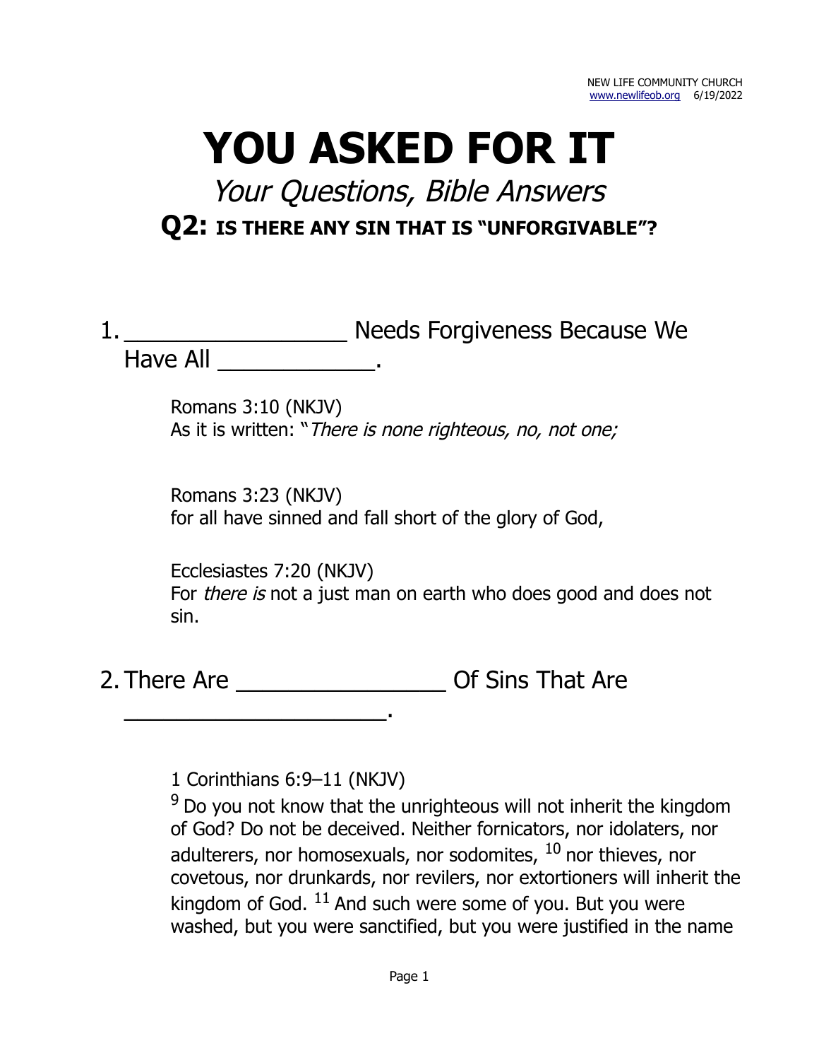NEW LIFE COMMUNITY CHURCH
www.newlifeob.org 6/19/2022

# YOU ASKED FOR IT

## *Your Questions, Bible Answers*

### Q2: IS THERE ANY SIN THAT IS "UNFORGIVABLE"?

1. _________________ Needs Forgiveness Because We Have All ____________.

   Romans 3:10 (NKJV)
   As it is written: "*There is none righteous, no, not one;*

   Romans 3:23 (NKJV)
   for all have sinned and fall short of the glory of God,

   Ecclesiastes 7:20 (NKJV)
   For *there is* not a just man on earth who does good and does not sin.

2. There Are ________________ Of Sins That Are ____________________.

   1 Corinthians 6:9–11 (NKJV)
   [9] Do you not know that the unrighteous will not inherit the kingdom of God? Do not be deceived. Neither fornicators, nor idolaters, nor adulterers, nor homosexuals, nor sodomites, [10] nor thieves, nor covetous, nor drunkards, nor revilers, nor extortioners will inherit the kingdom of God. [11] And such were some of you. But you were washed, but you were sanctified, but you were justified in the name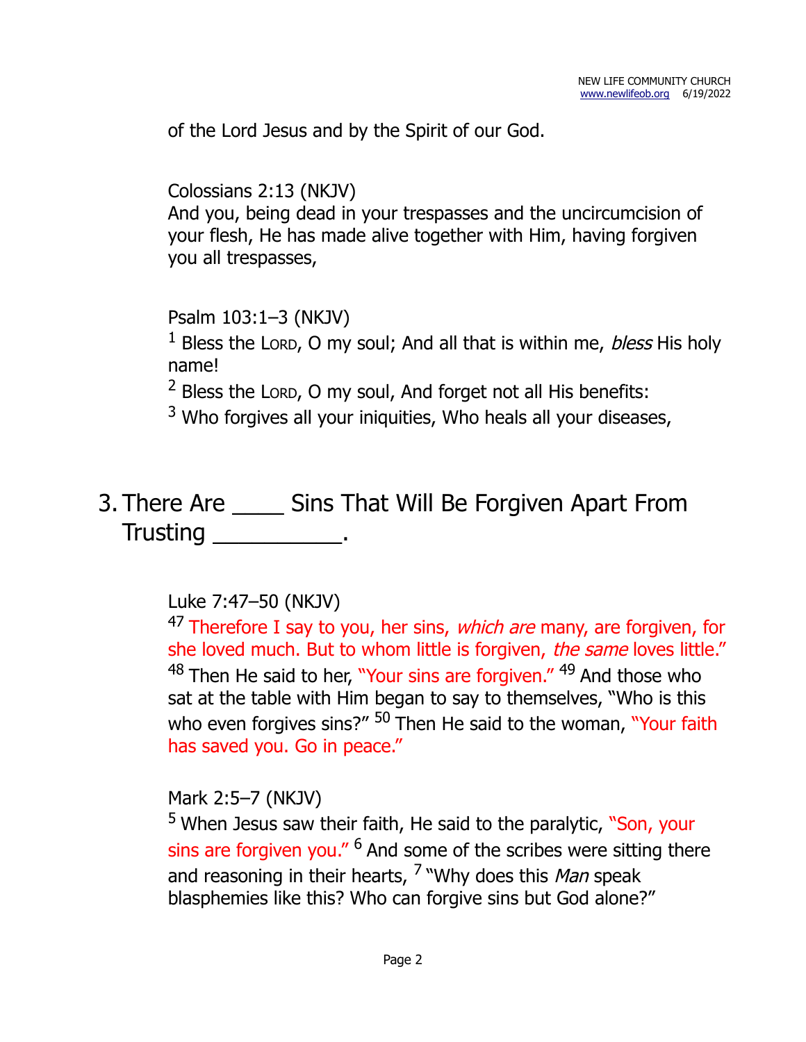of the Lord Jesus and by the Spirit of our God.

Colossians 2:13 (NKJV)
And you, being dead in your trespasses and the uncircumcision of your flesh, He has made alive together with Him, having forgiven you all trespasses,

Psalm 103:1–3 (NKJV)
[1] Bless the LORD, O my soul; And all that is within me, *bless* His holy name!
[2] Bless the LORD, O my soul, And forget not all His benefits:
[3] Who forgives all your iniquities, Who heals all your diseases,

## 3. There Are ____ Sins That Will Be Forgiven Apart From Trusting __________.

Luke 7:47–50 (NKJV)
[47] Therefore I say to you, her sins, *which are* many, are forgiven, for she loved much. But to whom little is forgiven, *the same* loves little." [48] Then He said to her, "Your sins are forgiven." [49] And those who sat at the table with Him began to say to themselves, "Who is this who even forgives sins?" [50] Then He said to the woman, "Your faith has saved you. Go in peace."

Mark 2:5–7 (NKJV)
[5] When Jesus saw their faith, He said to the paralytic, "Son, your sins are forgiven you." [6] And some of the scribes were sitting there and reasoning in their hearts, [7] "Why does this *Man* speak blasphemies like this? Who can forgive sins but God alone?"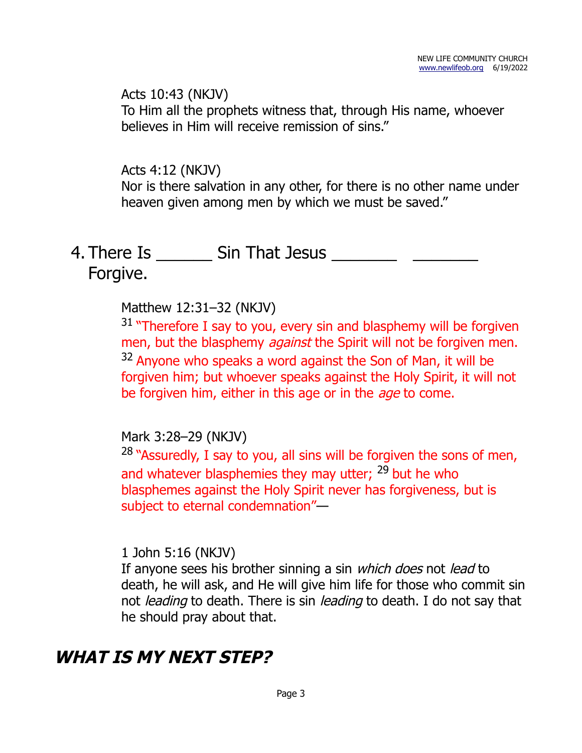Acts 10:43 (NKJV)
To Him all the prophets witness that, through His name, whoever believes in Him will receive remission of sins."

Acts 4:12 (NKJV)
Nor is there salvation in any other, for there is no other name under heaven given among men by which we must be saved."

## 4. There Is ______ Sin That Jesus _______ _______ Forgive.

Matthew 12:31–32 (NKJV)
[31] "Therefore I say to you, every sin and blasphemy will be forgiven men, but the blasphemy *against* the Spirit will not be forgiven men. [32] Anyone who speaks a word against the Son of Man, it will be forgiven him; but whoever speaks against the Holy Spirit, it will not be forgiven him, either in this age or in the *age* to come.

Mark 3:28–29 (NKJV)
[28] "Assuredly, I say to you, all sins will be forgiven the sons of men, and whatever blasphemies they may utter; [29] but he who blasphemes against the Holy Spirit never has forgiveness, but is subject to eternal condemnation"—

1 John 5:16 (NKJV)
If anyone sees his brother sinning a sin *which does* not *lead* to death, he will ask, and He will give him life for those who commit sin not *leading* to death. There is sin *leading* to death. I do not say that he should pray about that.

## *WHAT IS MY NEXT STEP?*